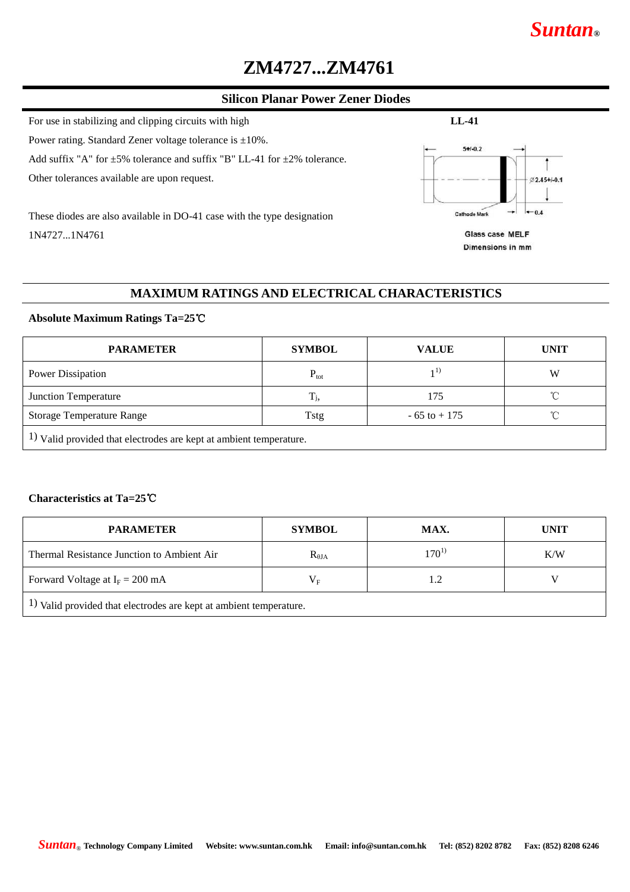# ZM4727...ZM4761

## Silicon Planar Power Zener Diodes

For use in stabilizing and clipping circuits with high Power rating. Standard Zener voltage tolerance is ±10%. Add suffix "A" for ±5% tolerance and suffix "B" LL-41 for ±2% tolerance. Other tolerances available are upon request.

These diodes are also available in DO-41 case with the type designation 1N4727...1N4761

**LL-41**

5+/-0.2

Ø2.45+/-0.1

Cathode Mark

0.4

Glass case MELF

Dimensions in mm

## MAXIMUM RATINGS AND ELECTRICAL CHARACTERISTICS

### Absolute Maximum Ratings Ta=25℃

| PARAMETER | SYMBOL | VALUE | UNIT |
|---|---|---|---|
| Power Dissipation | $P_{tot}$ | 1[1] | W |
| Junction Temperature | $T_j$, | 175 | ℃ |
| Storage Temperature Range | Tstg | - 65 to + 175 | ℃ |
| 1) Valid provided that electrodes are kept at ambient temperature. | | | |

### Characteristics at Ta=25℃

| PARAMETER | SYMBOL | MAX. | UNIT |
|---|---|---|---|
| Thermal Resistance Junction to Ambient Air | $R_{\theta JA}$ | 170[1] | K/W |
| Forward Voltage at $I_F$ = 200 mA | $V_F$ | 1.2 | V |
| 1) Valid provided that electrodes are kept at ambient temperature. | | | |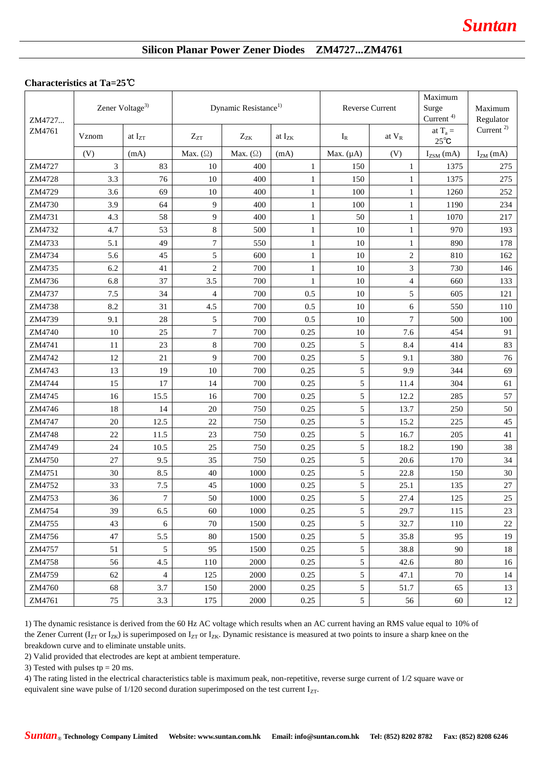## Silicon Planar Power Zener Diodes ZM4727...ZM4761

**Characteristics at Ta=25℃**

| ZM4727... ZM4761 | Zener Voltage[3)] | | Dynamic Resistance[1)] | | | Reverse Current | | Maximum Surge Current [4)] | Maximum Regulator Current [2)] |
|---|---|---|---|---|---|---|---|---|---|
| | Vznom | at $I_{ZT}$ | $Z_{ZT}$ | $Z_{ZK}$ | at $I_{ZK}$ | $I_R$ | at $V_R$ | at $T_a$ = 25℃ | |
| | (V) | (mA) | Max. (Ω) | Max. (Ω) | (mA) | Max. (μA) | (V) | $I_{ZSM}$ (mA) | $I_{ZM}$ (mA) |
| ZM4727 | 3 | 83 | 10 | 400 | 1 | 150 | 1 | 1375 | 275 |
| ZM4728 | 3.3 | 76 | 10 | 400 | 1 | 150 | 1 | 1375 | 275 |
| ZM4729 | 3.6 | 69 | 10 | 400 | 1 | 100 | 1 | 1260 | 252 |
| ZM4730 | 3.9 | 64 | 9 | 400 | 1 | 100 | 1 | 1190 | 234 |
| ZM4731 | 4.3 | 58 | 9 | 400 | 1 | 50 | 1 | 1070 | 217 |
| ZM4732 | 4.7 | 53 | 8 | 500 | 1 | 10 | 1 | 970 | 193 |
| ZM4733 | 5.1 | 49 | 7 | 550 | 1 | 10 | 1 | 890 | 178 |
| ZM4734 | 5.6 | 45 | 5 | 600 | 1 | 10 | 2 | 810 | 162 |
| ZM4735 | 6.2 | 41 | 2 | 700 | 1 | 10 | 3 | 730 | 146 |
| ZM4736 | 6.8 | 37 | 3.5 | 700 | 1 | 10 | 4 | 660 | 133 |
| ZM4737 | 7.5 | 34 | 4 | 700 | 0.5 | 10 | 5 | 605 | 121 |
| ZM4738 | 8.2 | 31 | 4.5 | 700 | 0.5 | 10 | 6 | 550 | 110 |
| ZM4739 | 9.1 | 28 | 5 | 700 | 0.5 | 10 | 7 | 500 | 100 |
| ZM4740 | 10 | 25 | 7 | 700 | 0.25 | 10 | 7.6 | 454 | 91 |
| ZM4741 | 11 | 23 | 8 | 700 | 0.25 | 5 | 8.4 | 414 | 83 |
| ZM4742 | 12 | 21 | 9 | 700 | 0.25 | 5 | 9.1 | 380 | 76 |
| ZM4743 | 13 | 19 | 10 | 700 | 0.25 | 5 | 9.9 | 344 | 69 |
| ZM4744 | 15 | 17 | 14 | 700 | 0.25 | 5 | 11.4 | 304 | 61 |
| ZM4745 | 16 | 15.5 | 16 | 700 | 0.25 | 5 | 12.2 | 285 | 57 |
| ZM4746 | 18 | 14 | 20 | 750 | 0.25 | 5 | 13.7 | 250 | 50 |
| ZM4747 | 20 | 12.5 | 22 | 750 | 0.25 | 5 | 15.2 | 225 | 45 |
| ZM4748 | 22 | 11.5 | 23 | 750 | 0.25 | 5 | 16.7 | 205 | 41 |
| ZM4749 | 24 | 10.5 | 25 | 750 | 0.25 | 5 | 18.2 | 190 | 38 |
| ZM4750 | 27 | 9.5 | 35 | 750 | 0.25 | 5 | 20.6 | 170 | 34 |
| ZM4751 | 30 | 8.5 | 40 | 1000 | 0.25 | 5 | 22.8 | 150 | 30 |
| ZM4752 | 33 | 7.5 | 45 | 1000 | 0.25 | 5 | 25.1 | 135 | 27 |
| ZM4753 | 36 | 7 | 50 | 1000 | 0.25 | 5 | 27.4 | 125 | 25 |
| ZM4754 | 39 | 6.5 | 60 | 1000 | 0.25 | 5 | 29.7 | 115 | 23 |
| ZM4755 | 43 | 6 | 70 | 1500 | 0.25 | 5 | 32.7 | 110 | 22 |
| ZM4756 | 47 | 5.5 | 80 | 1500 | 0.25 | 5 | 35.8 | 95 | 19 |
| ZM4757 | 51 | 5 | 95 | 1500 | 0.25 | 5 | 38.8 | 90 | 18 |
| ZM4758 | 56 | 4.5 | 110 | 2000 | 0.25 | 5 | 42.6 | 80 | 16 |
| ZM4759 | 62 | 4 | 125 | 2000 | 0.25 | 5 | 47.1 | 70 | 14 |
| ZM4760 | 68 | 3.7 | 150 | 2000 | 0.25 | 5 | 51.7 | 65 | 13 |
| ZM4761 | 75 | 3.3 | 175 | 2000 | 0.25 | 5 | 56 | 60 | 12 |

1) The dynamic resistance is derived from the 60 Hz AC voltage which results when an AC current having an RMS value equal to 10% of the Zener Current ($I_{ZT}$ or $I_{ZK}$) is superimposed on $I_{ZT}$ or $I_{ZK}$. Dynamic resistance is measured at two points to insure a sharp knee on the breakdown curve and to eliminate unstable units.

2) Valid provided that electrodes are kept at ambient temperature.

3) Tested with pulses tp = 20 ms.

4) The rating listed in the electrical characteristics table is maximum peak, non-repetitive, reverse surge current of 1/2 square wave or equivalent sine wave pulse of 1/120 second duration superimposed on the test current $I_{ZT}$.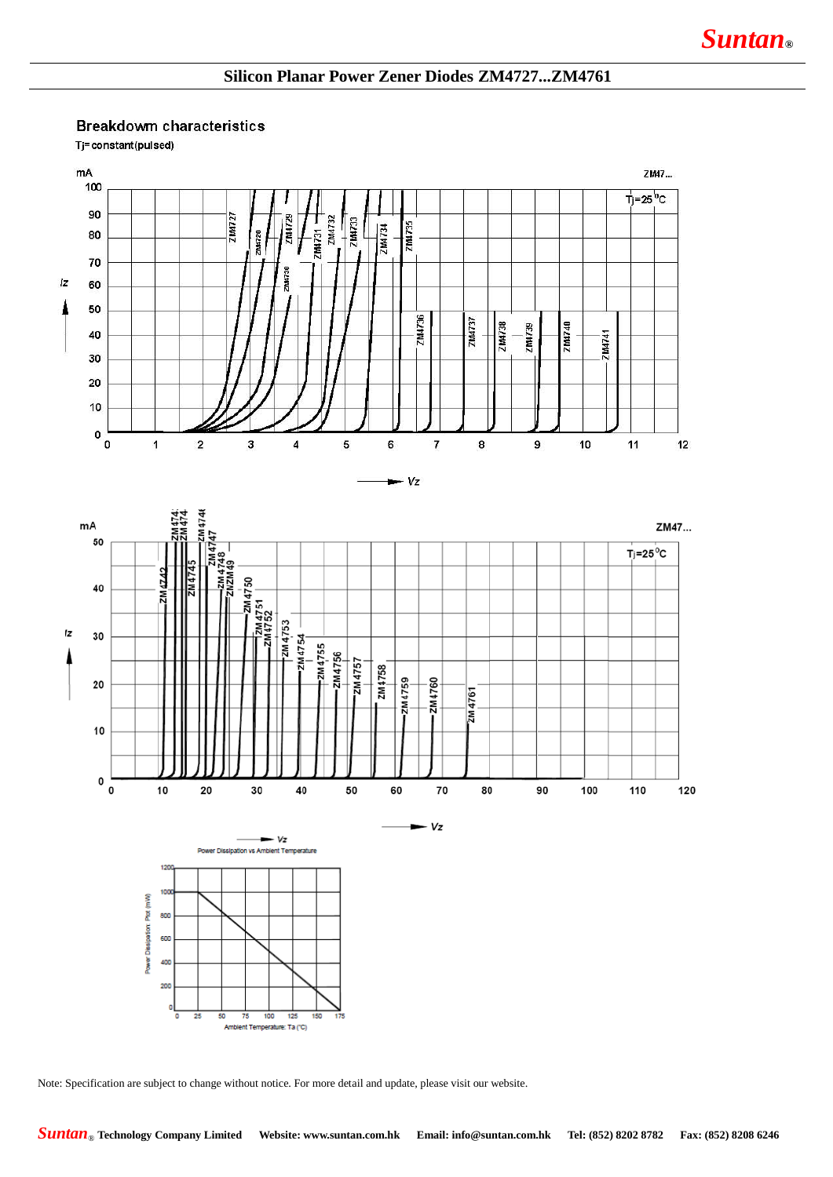## Silicon Planar Power Zener Diodes ZM4727...ZM4761

### Breakdown characteristics

Tj= constant(pulsed)

mA

ZM47...

Tj=25 °C

100 90 80 70 60 50 40 30 20 10 0

Iz

ZM4727 ZM4728 ZM4729 ZM4730 ZM4731 ZM4732 ZM4733 ZM4734 ZM4735 ZM4736 ZM4737 ZM4738 ZM4739 ZM4740 ZM4741

0 1 2 3 4 5 6 7 8 9 10 11 12

Vz

mA

ZM47...

Tj=25 °C

50 40 30 20 10 0

Iz

ZM4742 ZM4743 ZM4744 ZM4745 ZM4746 ZM4747 ZM4748 ZM4749 ZM4750 ZM4751 ZM4752 ZM4753 ZM4754 ZM4755 ZM4756 ZM4757 ZM4758 ZM4759 ZM4760 ZM4761

0 10 20 30 40 50 60 70 80 90 100 110 120

Vz

Power Dissipation vs Ambient Temperature

Power Dissipation Ptot (mW)

1200 1000 800 600 400 200 0

0 25 50 75 100 125 150 175

Ambient Temperature: Ta (°C)

Note: Specification are subject to change without notice. For more detail and update, please visit our website.

**Suntan® Technology Company Limited** **Website: www.suntan.com.hk** **Email: info@suntan.com.hk** **Tel: (852) 8202 8782** **Fax: (852) 8208 6246**